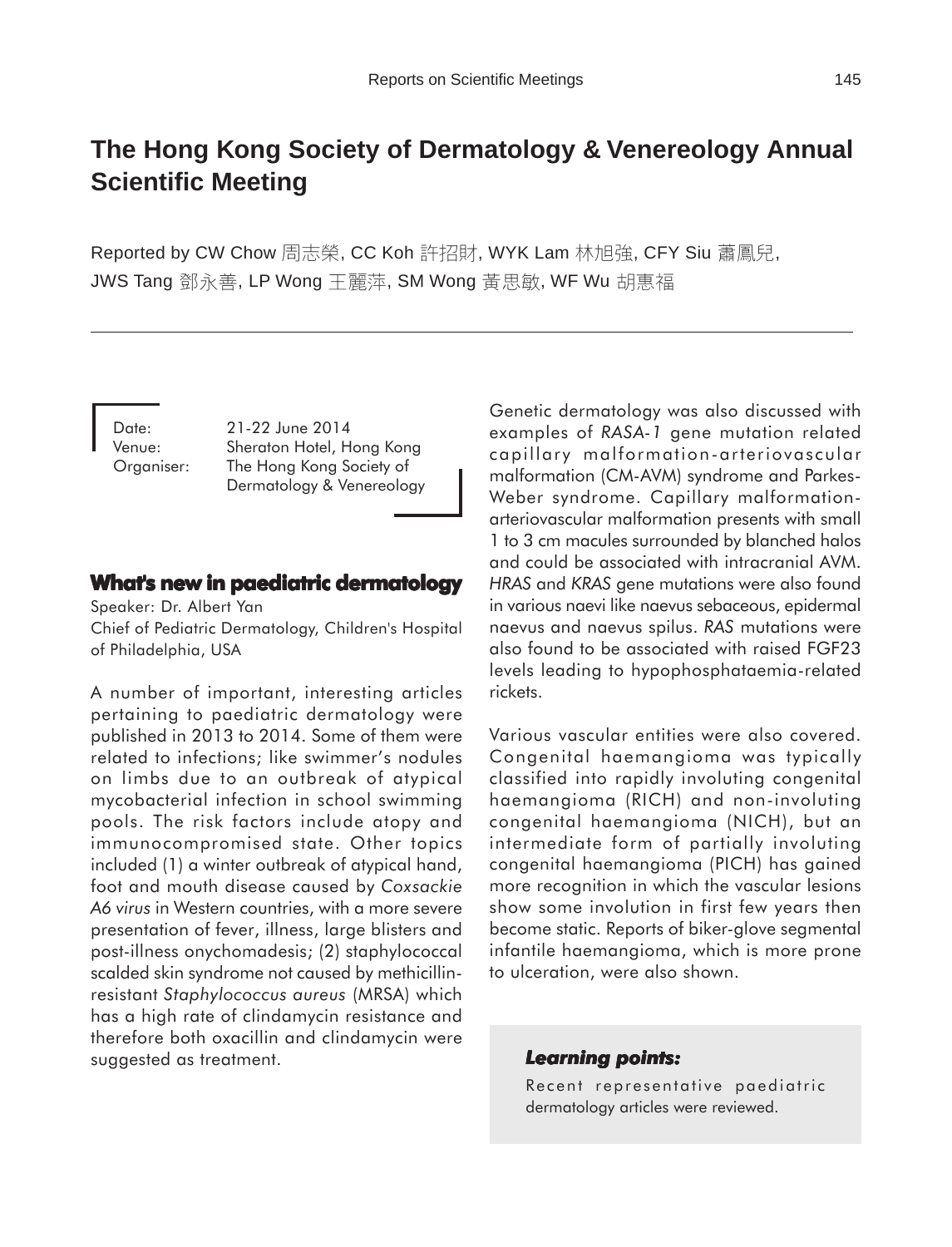# The Hong Kong Society of Dermatology & Venereology Annual Scientific Meeting

Reported by CW Chow 周志榮, CC Koh 許招財, WYK Lam 林旭強, CFY Siu 蕭鳳兒, JWS Tang 鄧永善, LP Wong 王麗萍, SM Wong 黃思敏, WF Wu 胡惠福

Date: 21-22 June 2014
Venue: Sheraton Hotel, Hong Kong
Organiser: The Hong Kong Society of Dermatology & Venereology

## What's new in paediatric dermatology

Speaker: Dr. Albert Yan
Chief of Pediatric Dermatology, Children's Hospital of Philadelphia, USA

A number of important, interesting articles pertaining to paediatric dermatology were published in 2013 to 2014. Some of them were related to infections; like swimmer's nodules on limbs due to an outbreak of atypical mycobacterial infection in school swimming pools. The risk factors include atopy and immunocompromised state. Other topics included (1) a winter outbreak of atypical hand, foot and mouth disease caused by *Coxsackie A6 virus* in Western countries, with a more severe presentation of fever, illness, large blisters and post-illness onychomadesis; (2) staphylococcal scalded skin syndrome not caused by methicillin-resistant *Staphylococcus aureus* (MRSA) which has a high rate of clindamycin resistance and therefore both oxacillin and clindamycin were suggested as treatment.

Genetic dermatology was also discussed with examples of *RASA-1* gene mutation related capillary malformation-arteriovascular malformation (CM-AVM) syndrome and Parkes-Weber syndrome. Capillary malformation-arteriovascular malformation presents with small 1 to 3 cm macules surrounded by blanched halos and could be associated with intracranial AVM. *HRAS* and *KRAS* gene mutations were also found in various naevi like naevus sebaceous, epidermal naevus and naevus spilus. *RAS* mutations were also found to be associated with raised FGF23 levels leading to hypophosphataemia-related rickets.

Various vascular entities were also covered. Congenital haemangioma was typically classified into rapidly involuting congenital haemangioma (RICH) and non-involuting congenital haemangioma (NICH), but an intermediate form of partially involuting congenital haemangioma (PICH) has gained more recognition in which the vascular lesions show some involution in first few years then become static. Reports of biker-glove segmental infantile haemangioma, which is more prone to ulceration, were also shown.

**Learning points:**

Recent representative paediatric dermatology articles were reviewed.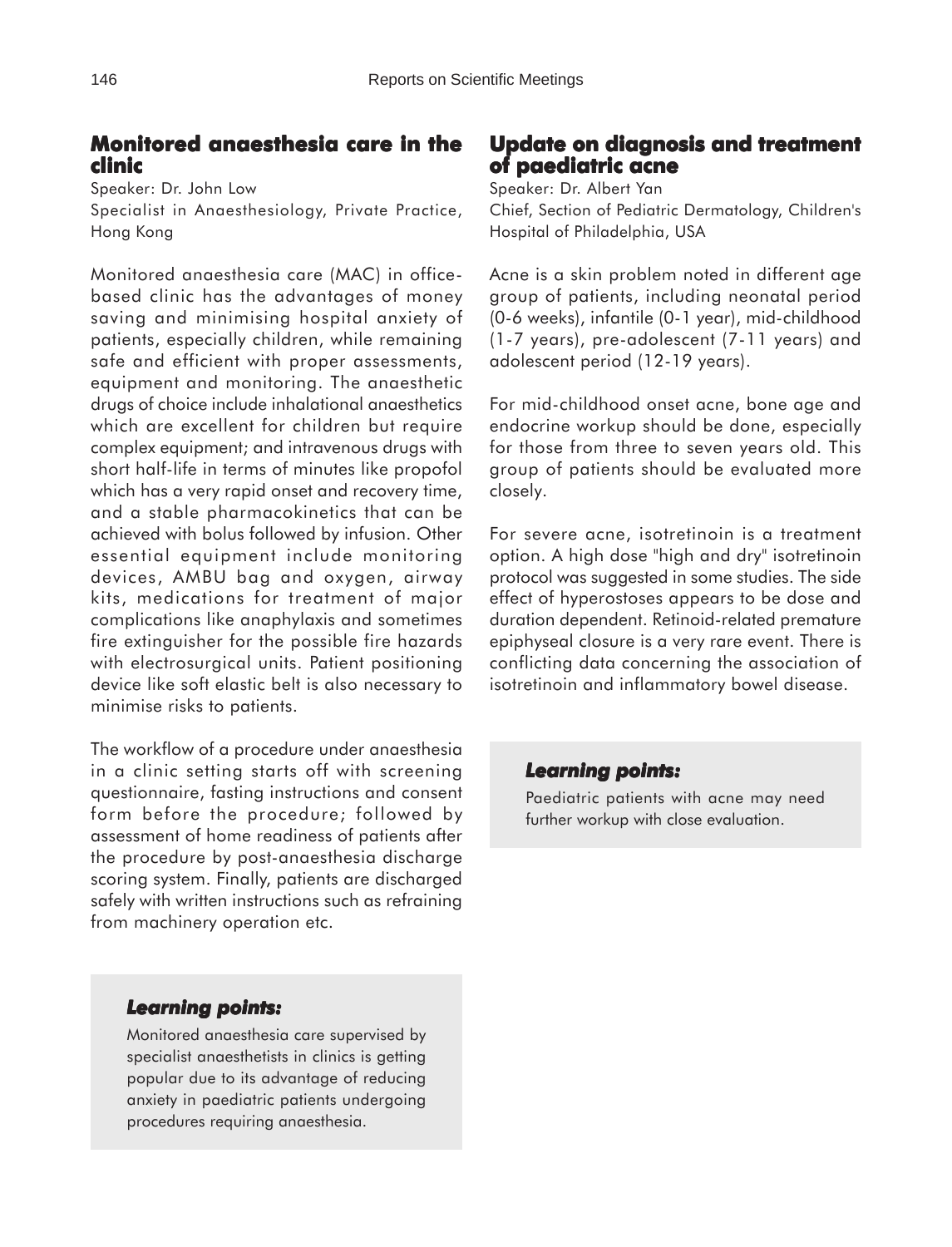## Monitored anaesthesia care in the clinic

Speaker: Dr. John Low

Specialist in Anaesthesiology, Private Practice, Hong Kong

Monitored anaesthesia care (MAC) in office-based clinic has the advantages of money saving and minimising hospital anxiety of patients, especially children, while remaining safe and efficient with proper assessments, equipment and monitoring. The anaesthetic drugs of choice include inhalational anaesthetics which are excellent for children but require complex equipment; and intravenous drugs with short half-life in terms of minutes like propofol which has a very rapid onset and recovery time, and a stable pharmacokinetics that can be achieved with bolus followed by infusion. Other essential equipment include monitoring devices, AMBU bag and oxygen, airway kits, medications for treatment of major complications like anaphylaxis and sometimes fire extinguisher for the possible fire hazards with electrosurgical units. Patient positioning device like soft elastic belt is also necessary to minimise risks to patients.

The workflow of a procedure under anaesthesia in a clinic setting starts off with screening questionnaire, fasting instructions and consent form before the procedure; followed by assessment of home readiness of patients after the procedure by post-anaesthesia discharge scoring system. Finally, patients are discharged safely with written instructions such as refraining from machinery operation etc.

### *Learning points:*

Monitored anaesthesia care supervised by specialist anaesthetists in clinics is getting popular due to its advantage of reducing anxiety in paediatric patients undergoing procedures requiring anaesthesia.

## Update on diagnosis and treatment of paediatric acne

Speaker: Dr. Albert Yan

Chief, Section of Pediatric Dermatology, Children's Hospital of Philadelphia, USA

Acne is a skin problem noted in different age group of patients, including neonatal period (0-6 weeks), infantile (0-1 year), mid-childhood (1-7 years), pre-adolescent (7-11 years) and adolescent period (12-19 years).

For mid-childhood onset acne, bone age and endocrine workup should be done, especially for those from three to seven years old. This group of patients should be evaluated more closely.

For severe acne, isotretinoin is a treatment option. A high dose "high and dry" isotretinoin protocol was suggested in some studies. The side effect of hyperostoses appears to be dose and duration dependent. Retinoid-related premature epiphyseal closure is a very rare event. There is conflicting data concerning the association of isotretinoin and inflammatory bowel disease.

### *Learning points:*

Paediatric patients with acne may need further workup with close evaluation.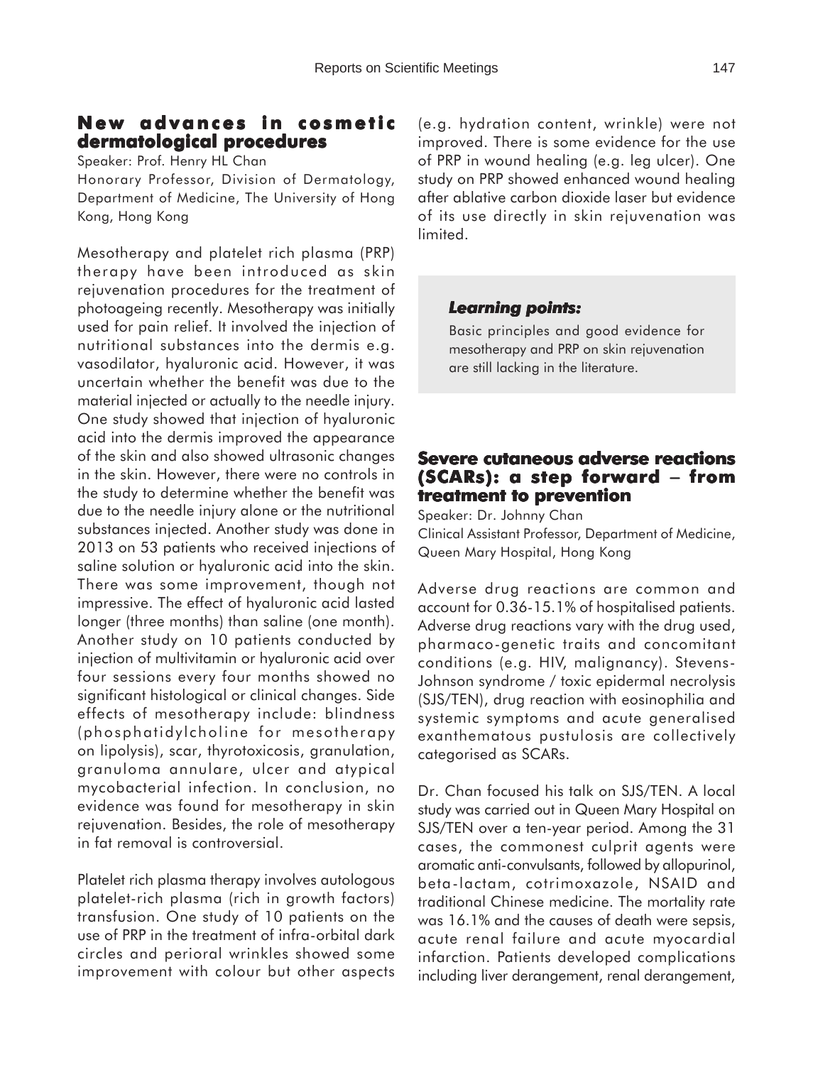## New advances in cosmetic dermatological procedures

Speaker: Prof. Henry HL Chan

Honorary Professor, Division of Dermatology, Department of Medicine, The University of Hong Kong, Hong Kong

Mesotherapy and platelet rich plasma (PRP) therapy have been introduced as skin rejuvenation procedures for the treatment of photoageing recently. Mesotherapy was initially used for pain relief. It involved the injection of nutritional substances into the dermis e.g. vasodilator, hyaluronic acid. However, it was uncertain whether the benefit was due to the material injected or actually to the needle injury. One study showed that injection of hyaluronic acid into the dermis improved the appearance of the skin and also showed ultrasonic changes in the skin. However, there were no controls in the study to determine whether the benefit was due to the needle injury alone or the nutritional substances injected. Another study was done in 2013 on 53 patients who received injections of saline solution or hyaluronic acid into the skin. There was some improvement, though not impressive. The effect of hyaluronic acid lasted longer (three months) than saline (one month). Another study on 10 patients conducted by injection of multivitamin or hyaluronic acid over four sessions every four months showed no significant histological or clinical changes. Side effects of mesotherapy include: blindness (phosphatidylcholine for mesotherapy on lipolysis), scar, thyrotoxicosis, granulation, granuloma annulare, ulcer and atypical mycobacterial infection. In conclusion, no evidence was found for mesotherapy in skin rejuvenation. Besides, the role of mesotherapy in fat removal is controversial.

Platelet rich plasma therapy involves autologous platelet-rich plasma (rich in growth factors) transfusion. One study of 10 patients on the use of PRP in the treatment of infra-orbital dark circles and perioral wrinkles showed some improvement with colour but other aspects (e.g. hydration content, wrinkle) were not improved. There is some evidence for the use of PRP in wound healing (e.g. leg ulcer). One study on PRP showed enhanced wound healing after ablative carbon dioxide laser but evidence of its use directly in skin rejuvenation was limited.

> ***Learning points:***
>
> Basic principles and good evidence for mesotherapy and PRP on skin rejuvenation are still lacking in the literature.

## Severe cutaneous adverse reactions (SCARs): a step forward – from treatment to prevention

Speaker: Dr. Johnny Chan

Clinical Assistant Professor, Department of Medicine, Queen Mary Hospital, Hong Kong

Adverse drug reactions are common and account for 0.36-15.1% of hospitalised patients. Adverse drug reactions vary with the drug used, pharmaco-genetic traits and concomitant conditions (e.g. HIV, malignancy). Stevens-Johnson syndrome / toxic epidermal necrolysis (SJS/TEN), drug reaction with eosinophilia and systemic symptoms and acute generalised exanthematous pustulosis are collectively categorised as SCARs.

Dr. Chan focused his talk on SJS/TEN. A local study was carried out in Queen Mary Hospital on SJS/TEN over a ten-year period. Among the 31 cases, the commonest culprit agents were aromatic anti-convulsants, followed by allopurinol, beta-lactam, cotrimoxazole, NSAID and traditional Chinese medicine. The mortality rate was 16.1% and the causes of death were sepsis, acute renal failure and acute myocardial infarction. Patients developed complications including liver derangement, renal derangement,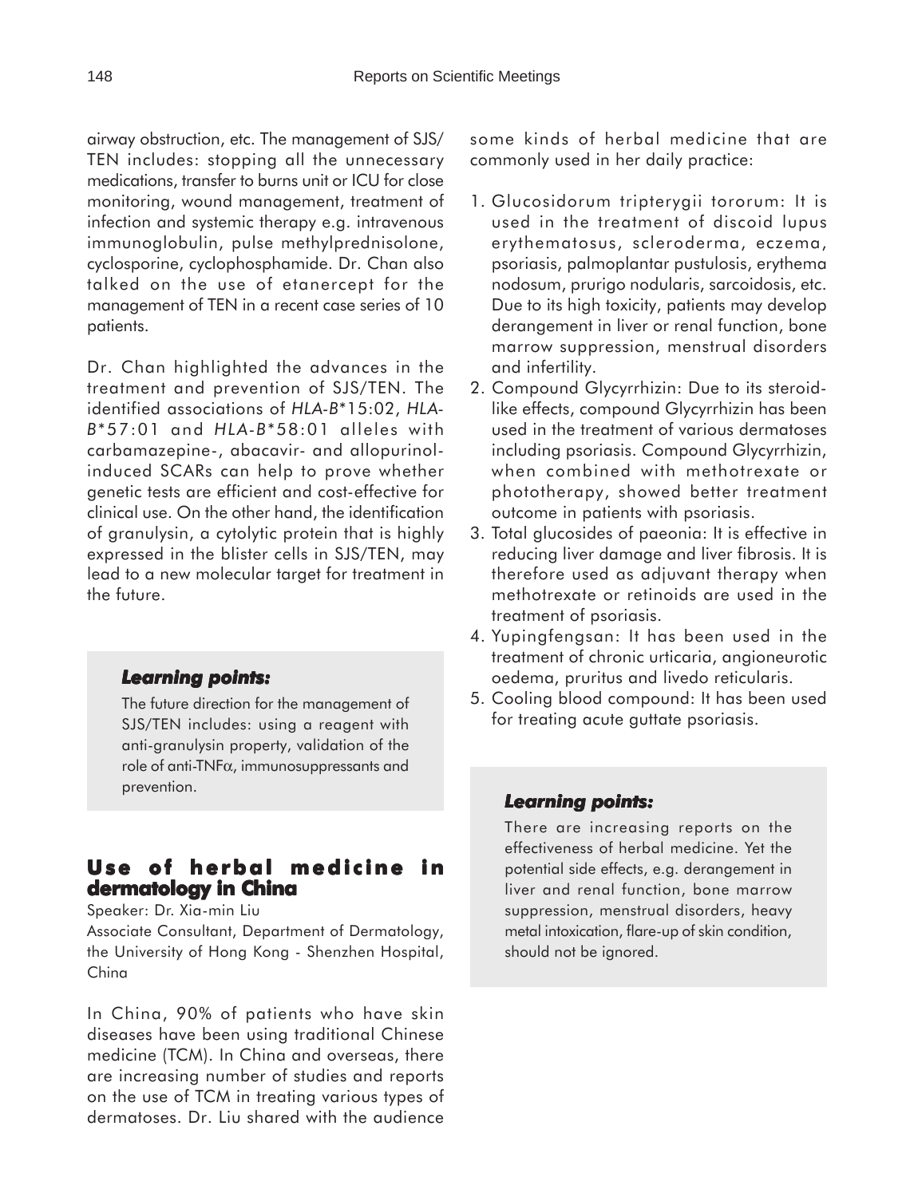airway obstruction, etc. The management of SJS/TEN includes: stopping all the unnecessary medications, transfer to burns unit or ICU for close monitoring, wound management, treatment of infection and systemic therapy e.g. intravenous immunoglobulin, pulse methylprednisolone, cyclosporine, cyclophosphamide. Dr. Chan also talked on the use of etanercept for the management of TEN in a recent case series of 10 patients.

Dr. Chan highlighted the advances in the treatment and prevention of SJS/TEN. The identified associations of *HLA-B*\*15:02, *HLA-B*\*57:01 and *HLA-B*\*58:01 alleles with carbamazepine-, abacavir- and allopurinol-induced SCARs can help to prove whether genetic tests are efficient and cost-effective for clinical use. On the other hand, the identification of granulysin, a cytolytic protein that is highly expressed in the blister cells in SJS/TEN, may lead to a new molecular target for treatment in the future.

> ***Learning points:***
>
> The future direction for the management of SJS/TEN includes: using a reagent with anti-granulysin property, validation of the role of anti-TNF$\alpha$, immunosuppressants and prevention.

## Use of herbal medicine in dermatology in China

Speaker: Dr. Xia-min Liu

Associate Consultant, Department of Dermatology, the University of Hong Kong - Shenzhen Hospital, China

In China, 90% of patients who have skin diseases have been using traditional Chinese medicine (TCM). In China and overseas, there are increasing number of studies and reports on the use of TCM in treating various types of dermatoses. Dr. Liu shared with the audience some kinds of herbal medicine that are commonly used in her daily practice:

1. Glucosidorum tripterygii tororum: It is used in the treatment of discoid lupus erythematosus, scleroderma, eczema, psoriasis, palmoplantar pustulosis, erythema nodosum, prurigo nodularis, sarcoidosis, etc. Due to its high toxicity, patients may develop derangement in liver or renal function, bone marrow suppression, menstrual disorders and infertility.
2. Compound Glycyrrhizin: Due to its steroid-like effects, compound Glycyrrhizin has been used in the treatment of various dermatoses including psoriasis. Compound Glycyrrhizin, when combined with methotrexate or phototherapy, showed better treatment outcome in patients with psoriasis.
3. Total glucosides of paeonia: It is effective in reducing liver damage and liver fibrosis. It is therefore used as adjuvant therapy when methotrexate or retinoids are used in the treatment of psoriasis.
4. Yupingfengsan: It has been used in the treatment of chronic urticaria, angioneurotic oedema, pruritus and livedo reticularis.
5. Cooling blood compound: It has been used for treating acute guttate psoriasis.

> ***Learning points:***
>
> There are increasing reports on the effectiveness of herbal medicine. Yet the potential side effects, e.g. derangement in liver and renal function, bone marrow suppression, menstrual disorders, heavy metal intoxication, flare-up of skin condition, should not be ignored.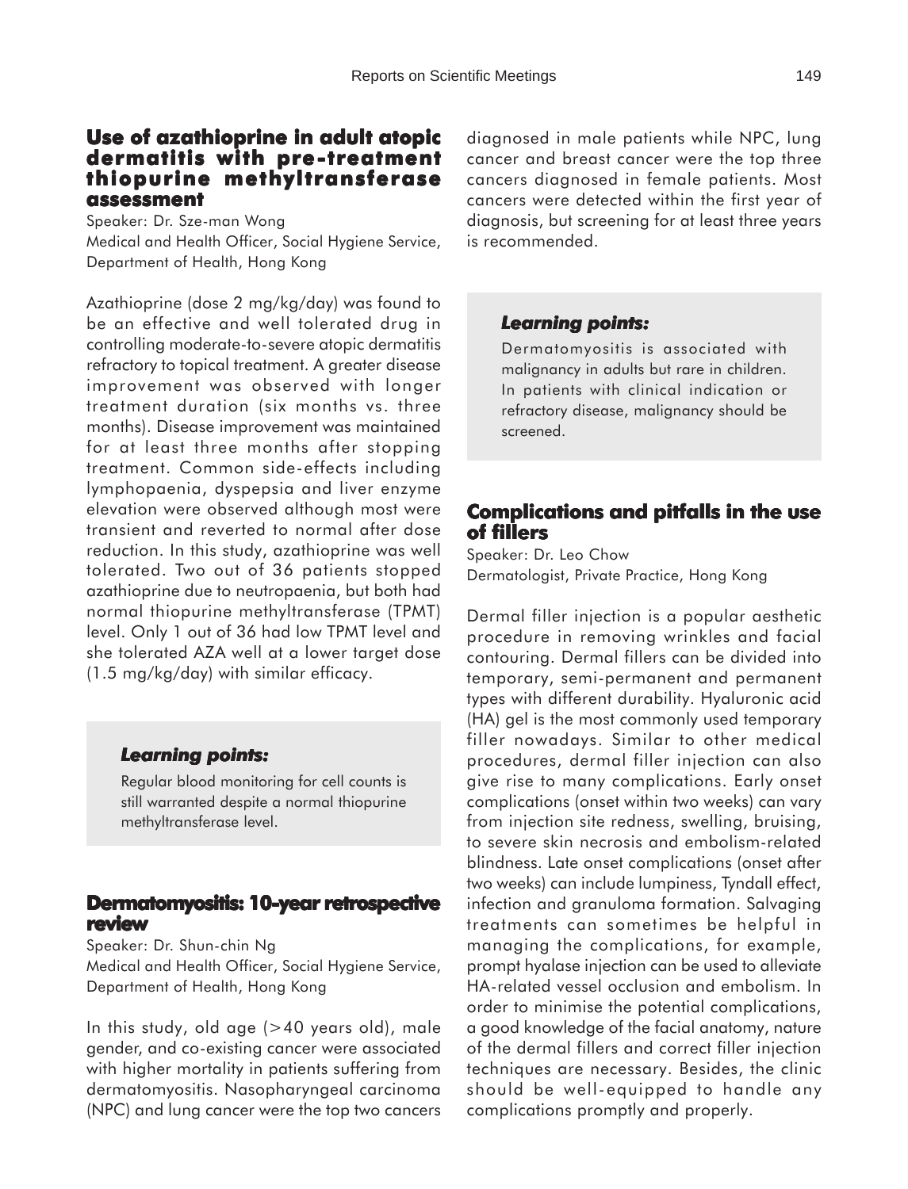## Use of azathioprine in adult atopic dermatitis with pre-treatment thiopurine methyltransferase assessment

Speaker: Dr. Sze-man Wong
Medical and Health Officer, Social Hygiene Service, Department of Health, Hong Kong

Azathioprine (dose 2 mg/kg/day) was found to be an effective and well tolerated drug in controlling moderate-to-severe atopic dermatitis refractory to topical treatment. A greater disease improvement was observed with longer treatment duration (six months vs. three months). Disease improvement was maintained for at least three months after stopping treatment. Common side-effects including lymphopaenia, dyspepsia and liver enzyme elevation were observed although most were transient and reverted to normal after dose reduction. In this study, azathioprine was well tolerated. Two out of 36 patients stopped azathioprine due to neutropaenia, but both had normal thiopurine methyltransferase (TPMT) level. Only 1 out of 36 had low TPMT level and she tolerated AZA well at a lower target dose (1.5 mg/kg/day) with similar efficacy.

> ***Learning points:***
>
> Regular blood monitoring for cell counts is still warranted despite a normal thiopurine methyltransferase level.

## Dermatomyositis: 10-year retrospective review

Speaker: Dr. Shun-chin Ng
Medical and Health Officer, Social Hygiene Service, Department of Health, Hong Kong

In this study, old age (>40 years old), male gender, and co-existing cancer were associated with higher mortality in patients suffering from dermatomyositis. Nasopharyngeal carcinoma (NPC) and lung cancer were the top two cancers diagnosed in male patients while NPC, lung cancer and breast cancer were the top three cancers diagnosed in female patients. Most cancers were detected within the first year of diagnosis, but screening for at least three years is recommended.

> ***Learning points:***
>
> Dermatomyositis is associated with malignancy in adults but rare in children. In patients with clinical indication or refractory disease, malignancy should be screened.

## Complications and pitfalls in the use of fillers

Speaker: Dr. Leo Chow
Dermatologist, Private Practice, Hong Kong

Dermal filler injection is a popular aesthetic procedure in removing wrinkles and facial contouring. Dermal fillers can be divided into temporary, semi-permanent and permanent types with different durability. Hyaluronic acid (HA) gel is the most commonly used temporary filler nowadays. Similar to other medical procedures, dermal filler injection can also give rise to many complications. Early onset complications (onset within two weeks) can vary from injection site redness, swelling, bruising, to severe skin necrosis and embolism-related blindness. Late onset complications (onset after two weeks) can include lumpiness, Tyndall effect, infection and granuloma formation. Salvaging treatments can sometimes be helpful in managing the complications, for example, prompt hyalase injection can be used to alleviate HA-related vessel occlusion and embolism. In order to minimise the potential complications, a good knowledge of the facial anatomy, nature of the dermal fillers and correct filler injection techniques are necessary. Besides, the clinic should be well-equipped to handle any complications promptly and properly.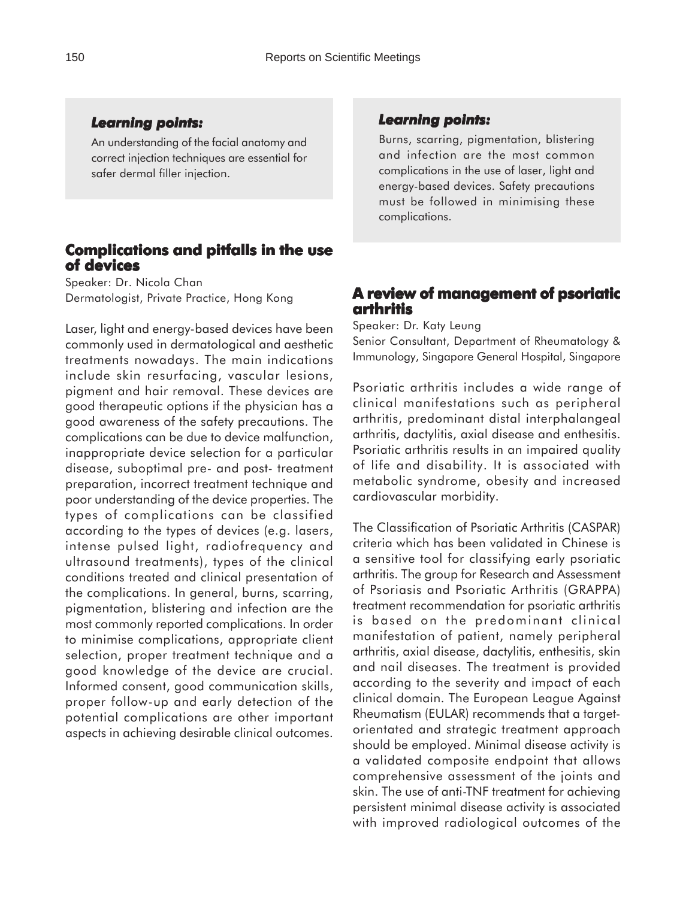***Learning points:***

An understanding of the facial anatomy and correct injection techniques are essential for safer dermal filler injection.

## Complications and pitfalls in the use of devices

Speaker: Dr. Nicola Chan
Dermatologist, Private Practice, Hong Kong

Laser, light and energy-based devices have been commonly used in dermatological and aesthetic treatments nowadays. The main indications include skin resurfacing, vascular lesions, pigment and hair removal. These devices are good therapeutic options if the physician has a good awareness of the safety precautions. The complications can be due to device malfunction, inappropriate device selection for a particular disease, suboptimal pre- and post- treatment preparation, incorrect treatment technique and poor understanding of the device properties. The types of complications can be classified according to the types of devices (e.g. lasers, intense pulsed light, radiofrequency and ultrasound treatments), types of the clinical conditions treated and clinical presentation of the complications. In general, burns, scarring, pigmentation, blistering and infection are the most commonly reported complications. In order to minimise complications, appropriate client selection, proper treatment technique and a good knowledge of the device are crucial. Informed consent, good communication skills, proper follow-up and early detection of the potential complications are other important aspects in achieving desirable clinical outcomes.

***Learning points:***

Burns, scarring, pigmentation, blistering and infection are the most common complications in the use of laser, light and energy-based devices. Safety precautions must be followed in minimising these complications.

## A review of management of psoriatic arthritis

Speaker: Dr. Katy Leung
Senior Consultant, Department of Rheumatology & Immunology, Singapore General Hospital, Singapore

Psoriatic arthritis includes a wide range of clinical manifestations such as peripheral arthritis, predominant distal interphalangeal arthritis, dactylitis, axial disease and enthesitis. Psoriatic arthritis results in an impaired quality of life and disability. It is associated with metabolic syndrome, obesity and increased cardiovascular morbidity.

The Classification of Psoriatic Arthritis (CASPAR) criteria which has been validated in Chinese is a sensitive tool for classifying early psoriatic arthritis. The group for Research and Assessment of Psoriasis and Psoriatic Arthritis (GRAPPA) treatment recommendation for psoriatic arthritis is based on the predominant clinical manifestation of patient, namely peripheral arthritis, axial disease, dactylitis, enthesitis, skin and nail diseases. The treatment is provided according to the severity and impact of each clinical domain. The European League Against Rheumatism (EULAR) recommends that a target-orientated and strategic treatment approach should be employed. Minimal disease activity is a validated composite endpoint that allows comprehensive assessment of the joints and skin. The use of anti-TNF treatment for achieving persistent minimal disease activity is associated with improved radiological outcomes of the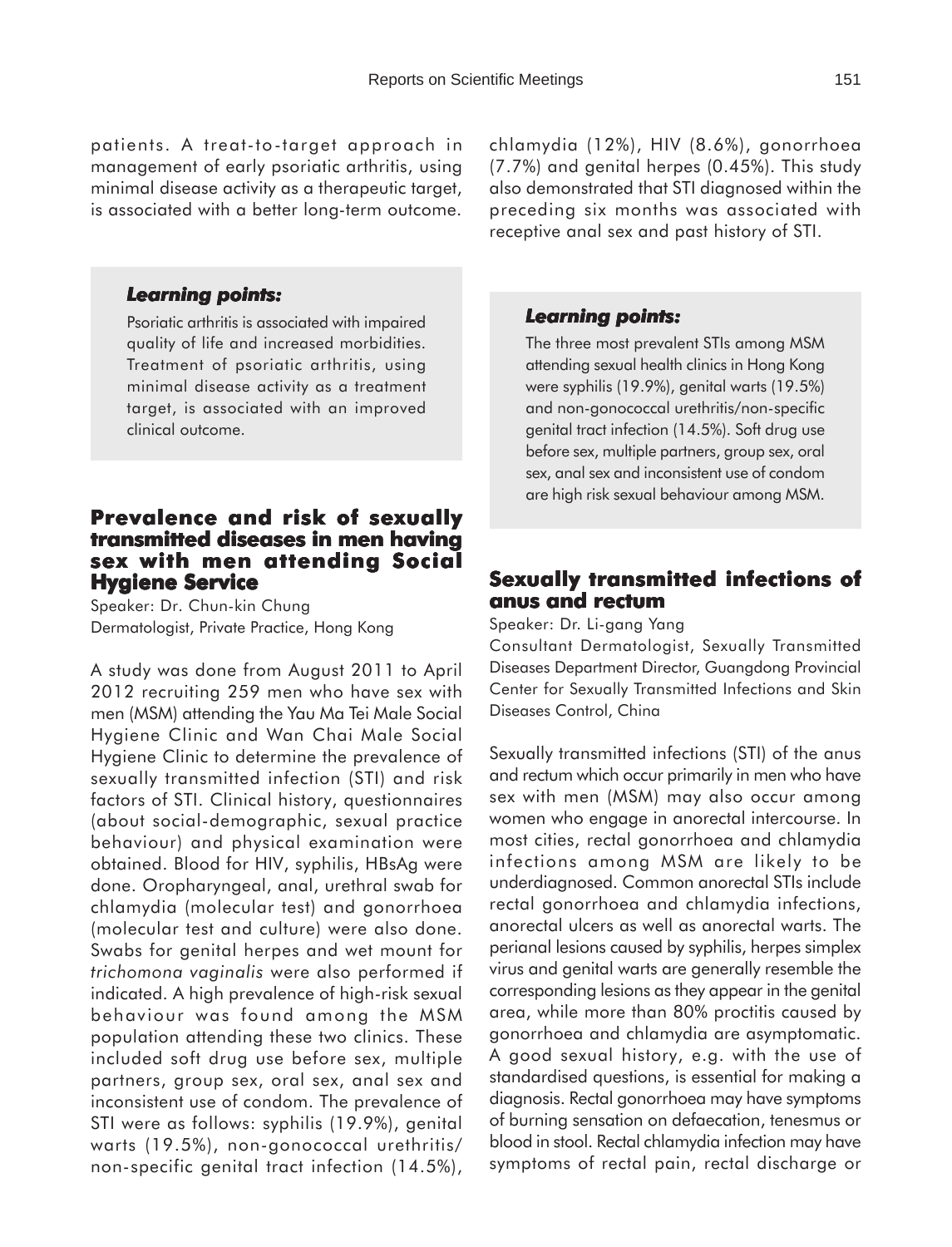patients. A treat-to-target approach in management of early psoriatic arthritis, using minimal disease activity as a therapeutic target, is associated with a better long-term outcome.

> ***Learning points:***
>
> Psoriatic arthritis is associated with impaired quality of life and increased morbidities. Treatment of psoriatic arthritis, using minimal disease activity as a treatment target, is associated with an improved clinical outcome.

## Prevalence and risk of sexually transmitted diseases in men having sex with men attending Social Hygiene Service

Speaker: Dr. Chun-kin Chung
Dermatologist, Private Practice, Hong Kong

A study was done from August 2011 to April 2012 recruiting 259 men who have sex with men (MSM) attending the Yau Ma Tei Male Social Hygiene Clinic and Wan Chai Male Social Hygiene Clinic to determine the prevalence of sexually transmitted infection (STI) and risk factors of STI. Clinical history, questionnaires (about social-demographic, sexual practice behaviour) and physical examination were obtained. Blood for HIV, syphilis, HBsAg were done. Oropharyngeal, anal, urethral swab for chlamydia (molecular test) and gonorrhoea (molecular test and culture) were also done. Swabs for genital herpes and wet mount for *trichomona vaginalis* were also performed if indicated. A high prevalence of high-risk sexual behaviour was found among the MSM population attending these two clinics. These included soft drug use before sex, multiple partners, group sex, oral sex, anal sex and inconsistent use of condom. The prevalence of STI were as follows: syphilis (19.9%), genital warts (19.5%), non-gonococcal urethritis/non-specific genital tract infection (14.5%), chlamydia (12%), HIV (8.6%), gonorrhoea (7.7%) and genital herpes (0.45%). This study also demonstrated that STI diagnosed within the preceding six months was associated with receptive anal sex and past history of STI.

> ***Learning points:***
>
> The three most prevalent STIs among MSM attending sexual health clinics in Hong Kong were syphilis (19.9%), genital warts (19.5%) and non-gonococcal urethritis/non-specific genital tract infection (14.5%). Soft drug use before sex, multiple partners, group sex, oral sex, anal sex and inconsistent use of condom are high risk sexual behaviour among MSM.

## Sexually transmitted infections of anus and rectum

Speaker: Dr. Li-gang Yang
Consultant Dermatologist, Sexually Transmitted Diseases Department Director, Guangdong Provincial Center for Sexually Transmitted Infections and Skin Diseases Control, China

Sexually transmitted infections (STI) of the anus and rectum which occur primarily in men who have sex with men (MSM) may also occur among women who engage in anorectal intercourse. In most cities, rectal gonorrhoea and chlamydia infections among MSM are likely to be underdiagnosed. Common anorectal STIs include rectal gonorrhoea and chlamydia infections, anorectal ulcers as well as anorectal warts. The perianal lesions caused by syphilis, herpes simplex virus and genital warts are generally resemble the corresponding lesions as they appear in the genital area, while more than 80% proctitis caused by gonorrhoea and chlamydia are asymptomatic. A good sexual history, e.g. with the use of standardised questions, is essential for making a diagnosis. Rectal gonorrhoea may have symptoms of burning sensation on defaecation, tenesmus or blood in stool. Rectal chlamydia infection may have symptoms of rectal pain, rectal discharge or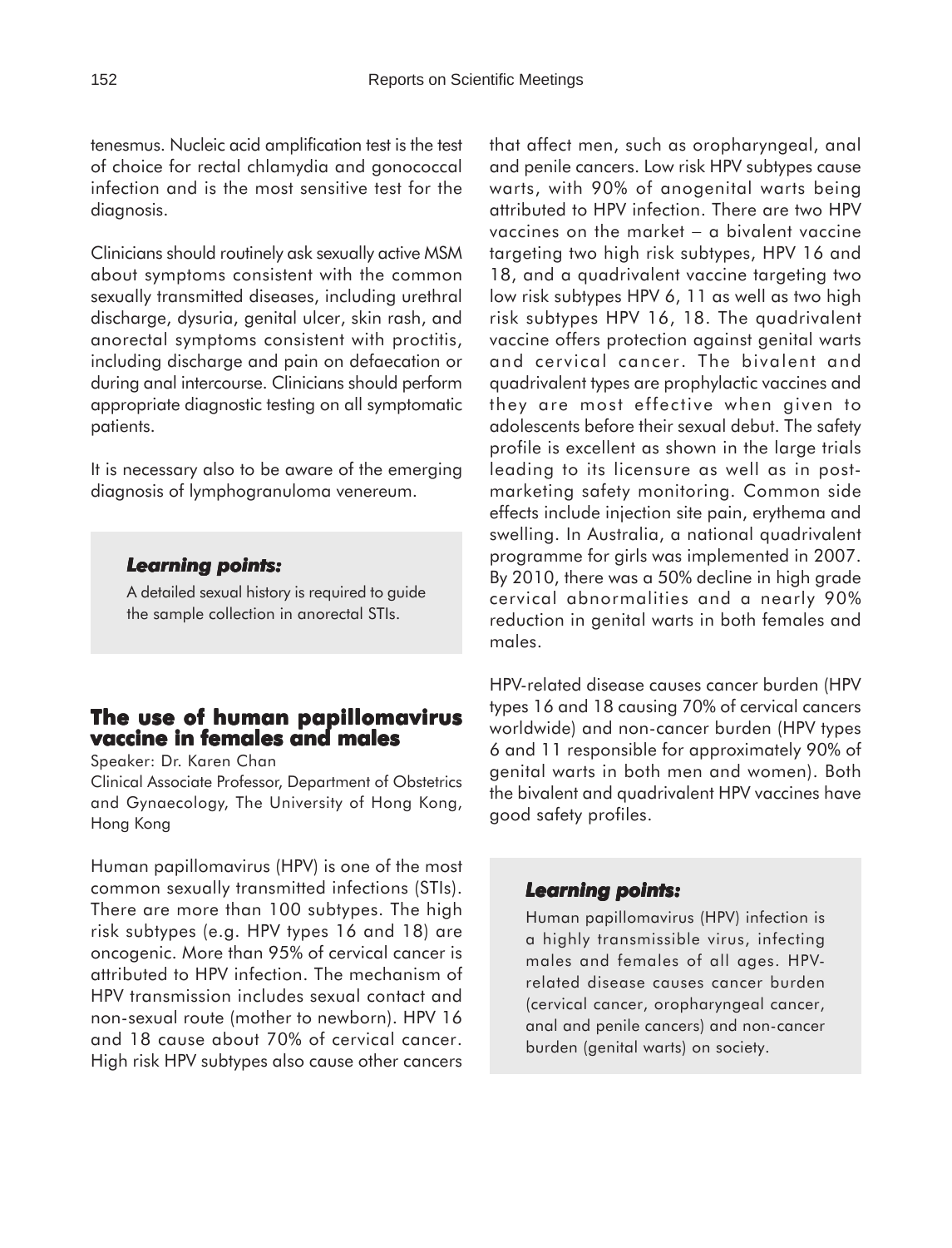tenesmus. Nucleic acid amplification test is the test of choice for rectal chlamydia and gonococcal infection and is the most sensitive test for the diagnosis.

Clinicians should routinely ask sexually active MSM about symptoms consistent with the common sexually transmitted diseases, including urethral discharge, dysuria, genital ulcer, skin rash, and anorectal symptoms consistent with proctitis, including discharge and pain on defaecation or during anal intercourse. Clinicians should perform appropriate diagnostic testing on all symptomatic patients.

It is necessary also to be aware of the emerging diagnosis of lymphogranuloma venereum.

> ***Learning points:***
>
> A detailed sexual history is required to guide the sample collection in anorectal STIs.

## The use of human papillomavirus vaccine in females and males

Speaker: Dr. Karen Chan

Clinical Associate Professor, Department of Obstetrics and Gynaecology, The University of Hong Kong, Hong Kong

Human papillomavirus (HPV) is one of the most common sexually transmitted infections (STIs). There are more than 100 subtypes. The high risk subtypes (e.g. HPV types 16 and 18) are oncogenic. More than 95% of cervical cancer is attributed to HPV infection. The mechanism of HPV transmission includes sexual contact and non-sexual route (mother to newborn). HPV 16 and 18 cause about 70% of cervical cancer. High risk HPV subtypes also cause other cancers that affect men, such as oropharyngeal, anal and penile cancers. Low risk HPV subtypes cause warts, with 90% of anogenital warts being attributed to HPV infection. There are two HPV vaccines on the market – a bivalent vaccine targeting two high risk subtypes, HPV 16 and 18, and a quadrivalent vaccine targeting two low risk subtypes HPV 6, 11 as well as two high risk subtypes HPV 16, 18. The quadrivalent vaccine offers protection against genital warts and cervical cancer. The bivalent and quadrivalent types are prophylactic vaccines and they are most effective when given to adolescents before their sexual debut. The safety profile is excellent as shown in the large trials leading to its licensure as well as in post-marketing safety monitoring. Common side effects include injection site pain, erythema and swelling. In Australia, a national quadrivalent programme for girls was implemented in 2007. By 2010, there was a 50% decline in high grade cervical abnormalities and a nearly 90% reduction in genital warts in both females and males.

HPV-related disease causes cancer burden (HPV types 16 and 18 causing 70% of cervical cancers worldwide) and non-cancer burden (HPV types 6 and 11 responsible for approximately 90% of genital warts in both men and women). Both the bivalent and quadrivalent HPV vaccines have good safety profiles.

> ***Learning points:***
>
> Human papillomavirus (HPV) infection is a highly transmissible virus, infecting males and females of all ages. HPV-related disease causes cancer burden (cervical cancer, oropharyngeal cancer, anal and penile cancers) and non-cancer burden (genital warts) on society.